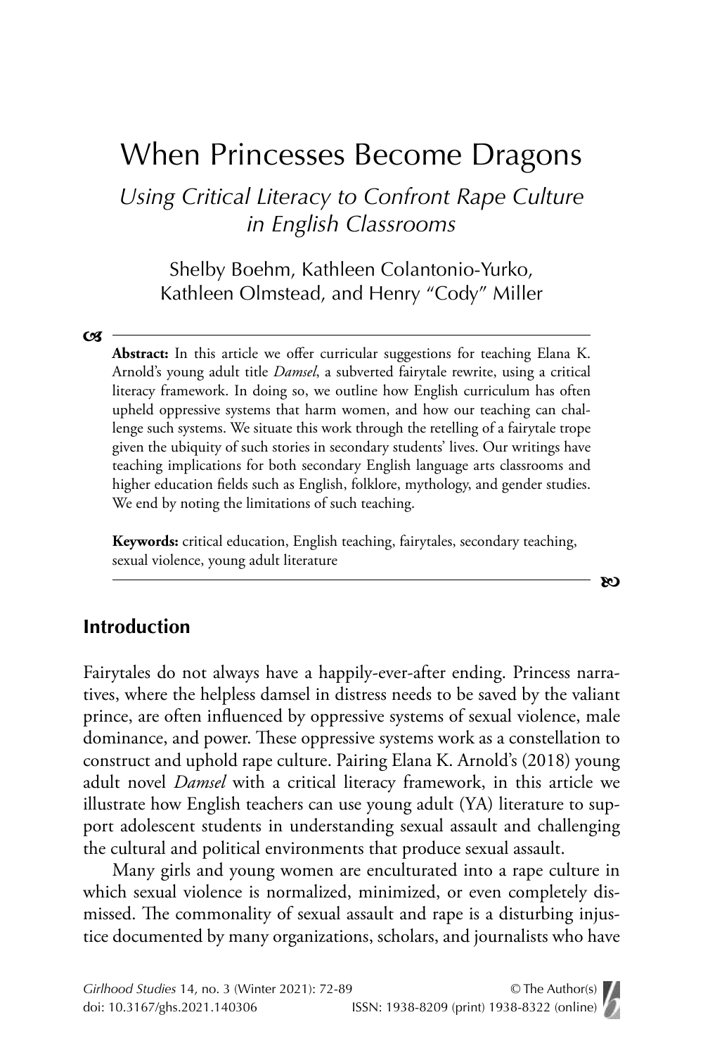# When Princesses Become Dragons

## *Using Critical Literacy to Confront Rape Culture in English Classrooms*

Shelby Boehm, Kathleen Colantonio-Yurko, Kathleen Olmstead, and Henry "Cody" Miller

**Abstract:** In this article we offer curricular suggestions for teaching Elana K. Arnold's young adult title *Damsel*, a subverted fairytale rewrite, using a critical literacy framework. In doing so, we outline how English curriculum has often upheld oppressive systems that harm women, and how our teaching can challenge such systems. We situate this work through the retelling of a fairytale trope given the ubiquity of such stories in secondary students' lives. Our writings have teaching implications for both secondary English language arts classrooms and higher education fields such as English, folklore, mythology, and gender studies. We end by noting the limitations of such teaching.

**Keywords:** critical education, English teaching, fairytales, secondary teaching, sexual violence, young adult literature

## Introduction

Fairytales do not always have a happily-ever-after ending. Princess narratives, where the helpless damsel in distress needs to be saved by the valiant prince, are often influenced by oppressive systems of sexual violence, male dominance, and power. These oppressive systems work as a constellation to construct and uphold rape culture. Pairing Elana K. Arnold's (2018) young adult novel *Damsel* with a critical literacy framework, in this article we illustrate how English teachers can use young adult (YA) literature to support adolescent students in understanding sexual assault and challenging the cultural and political environments that produce sexual assault.

Many girls and young women are enculturated into a rape culture in which sexual violence is normalized, minimized, or even completely dismissed. The commonality of sexual assault and rape is a disturbing injustice documented by many organizations, scholars, and journalists who have

*Girlhood Studies* 14, no. 3 (Winter 2021): 72-89 © The Author(s)
doi: 10.3167/ghs.2021.140306 ISSN: 1938-8209 (print) 1938-8322 (online)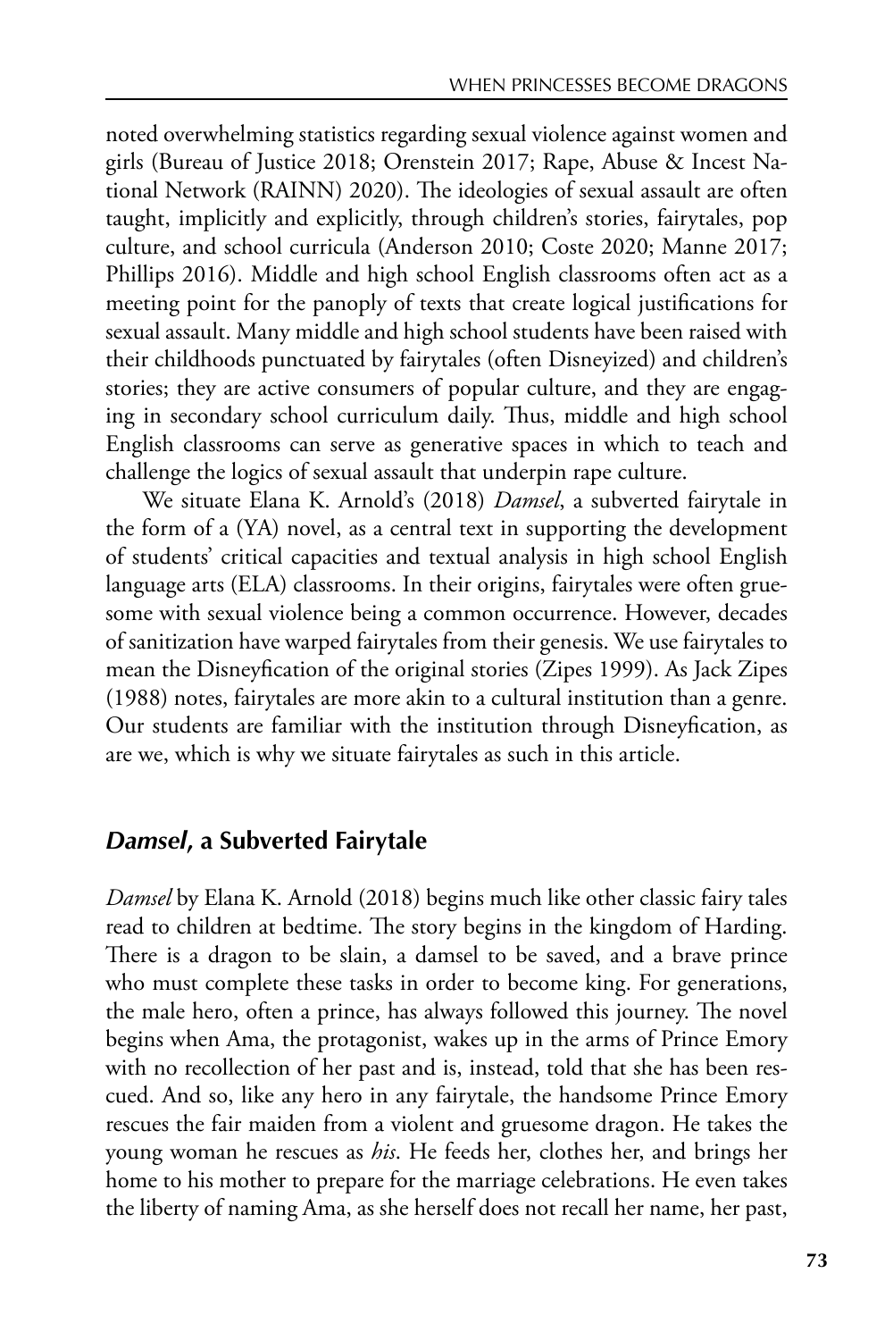noted overwhelming statistics regarding sexual violence against women and girls (Bureau of Justice 2018; Orenstein 2017; Rape, Abuse & Incest National Network (RAINN) 2020). The ideologies of sexual assault are often taught, implicitly and explicitly, through children's stories, fairytales, pop culture, and school curricula (Anderson 2010; Coste 2020; Manne 2017; Phillips 2016). Middle and high school English classrooms often act as a meeting point for the panoply of texts that create logical justifications for sexual assault. Many middle and high school students have been raised with their childhoods punctuated by fairytales (often Disneyized) and children's stories; they are active consumers of popular culture, and they are engaging in secondary school curriculum daily. Thus, middle and high school English classrooms can serve as generative spaces in which to teach and challenge the logics of sexual assault that underpin rape culture.

We situate Elana K. Arnold's (2018) *Damsel*, a subverted fairytale in the form of a (YA) novel, as a central text in supporting the development of students' critical capacities and textual analysis in high school English language arts (ELA) classrooms. In their origins, fairytales were often gruesome with sexual violence being a common occurrence. However, decades of sanitization have warped fairytales from their genesis. We use fairytales to mean the Disneyfication of the original stories (Zipes 1999). As Jack Zipes (1988) notes, fairytales are more akin to a cultural institution than a genre. Our students are familiar with the institution through Disneyfication, as are we, which is why we situate fairytales as such in this article.

## *Damsel*, a Subverted Fairytale

*Damsel* by Elana K. Arnold (2018) begins much like other classic fairy tales read to children at bedtime. The story begins in the kingdom of Harding. There is a dragon to be slain, a damsel to be saved, and a brave prince who must complete these tasks in order to become king. For generations, the male hero, often a prince, has always followed this journey. The novel begins when Ama, the protagonist, wakes up in the arms of Prince Emory with no recollection of her past and is, instead, told that she has been rescued. And so, like any hero in any fairytale, the handsome Prince Emory rescues the fair maiden from a violent and gruesome dragon. He takes the young woman he rescues as *his*. He feeds her, clothes her, and brings her home to his mother to prepare for the marriage celebrations. He even takes the liberty of naming Ama, as she herself does not recall her name, her past,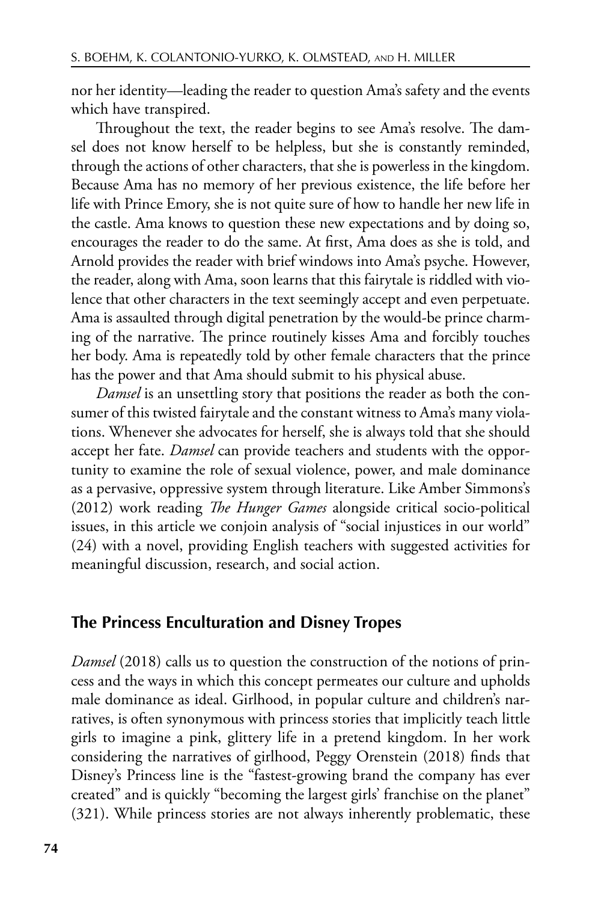nor her identity—leading the reader to question Ama's safety and the events which have transpired.

Throughout the text, the reader begins to see Ama's resolve. The damsel does not know herself to be helpless, but she is constantly reminded, through the actions of other characters, that she is powerless in the kingdom. Because Ama has no memory of her previous existence, the life before her life with Prince Emory, she is not quite sure of how to handle her new life in the castle. Ama knows to question these new expectations and by doing so, encourages the reader to do the same. At first, Ama does as she is told, and Arnold provides the reader with brief windows into Ama's psyche. However, the reader, along with Ama, soon learns that this fairytale is riddled with violence that other characters in the text seemingly accept and even perpetuate. Ama is assaulted through digital penetration by the would-be prince charming of the narrative. The prince routinely kisses Ama and forcibly touches her body. Ama is repeatedly told by other female characters that the prince has the power and that Ama should submit to his physical abuse.

*Damsel* is an unsettling story that positions the reader as both the consumer of this twisted fairytale and the constant witness to Ama's many violations. Whenever she advocates for herself, she is always told that she should accept her fate. *Damsel* can provide teachers and students with the opportunity to examine the role of sexual violence, power, and male dominance as a pervasive, oppressive system through literature. Like Amber Simmons's (2012) work reading *The Hunger Games* alongside critical socio-political issues, in this article we conjoin analysis of "social injustices in our world" (24) with a novel, providing English teachers with suggested activities for meaningful discussion, research, and social action.

## The Princess Enculturation and Disney Tropes

*Damsel* (2018) calls us to question the construction of the notions of princess and the ways in which this concept permeates our culture and upholds male dominance as ideal. Girlhood, in popular culture and children's narratives, is often synonymous with princess stories that implicitly teach little girls to imagine a pink, glittery life in a pretend kingdom. In her work considering the narratives of girlhood, Peggy Orenstein (2018) finds that Disney's Princess line is the "fastest-growing brand the company has ever created" and is quickly "becoming the largest girls' franchise on the planet" (321). While princess stories are not always inherently problematic, these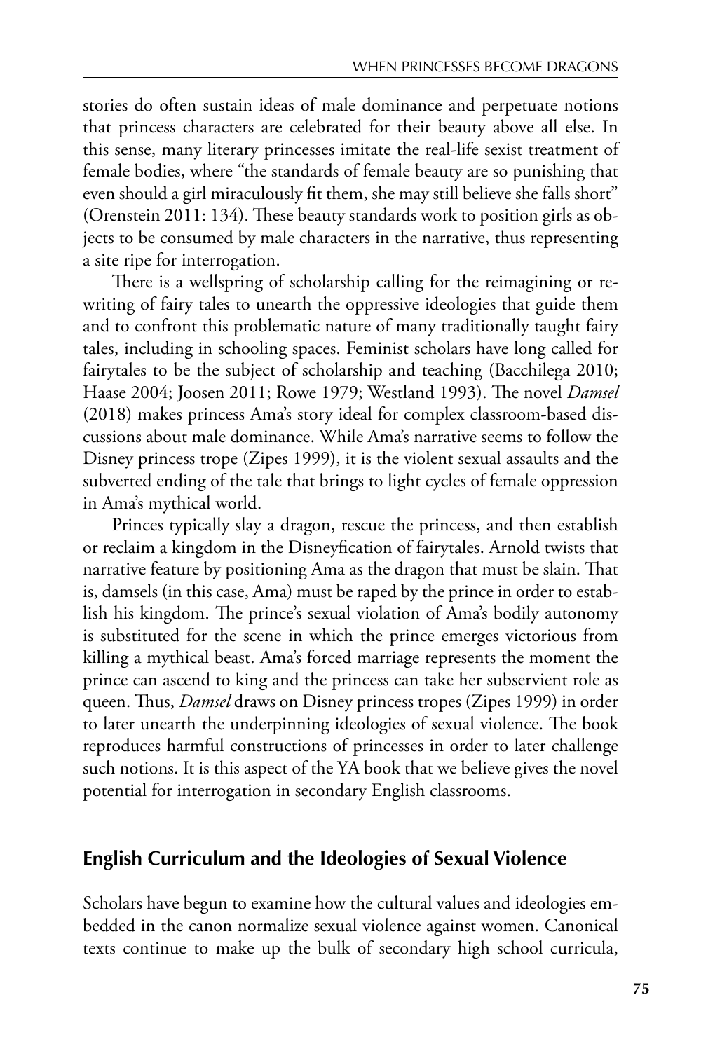stories do often sustain ideas of male dominance and perpetuate notions that princess characters are celebrated for their beauty above all else. In this sense, many literary princesses imitate the real-life sexist treatment of female bodies, where "the standards of female beauty are so punishing that even should a girl miraculously fit them, she may still believe she falls short" (Orenstein 2011: 134). These beauty standards work to position girls as objects to be consumed by male characters in the narrative, thus representing a site ripe for interrogation.

There is a wellspring of scholarship calling for the reimagining or rewriting of fairy tales to unearth the oppressive ideologies that guide them and to confront this problematic nature of many traditionally taught fairy tales, including in schooling spaces. Feminist scholars have long called for fairytales to be the subject of scholarship and teaching (Bacchilega 2010; Haase 2004; Joosen 2011; Rowe 1979; Westland 1993). The novel *Damsel* (2018) makes princess Ama's story ideal for complex classroom-based discussions about male dominance. While Ama's narrative seems to follow the Disney princess trope (Zipes 1999), it is the violent sexual assaults and the subverted ending of the tale that brings to light cycles of female oppression in Ama's mythical world.

Princes typically slay a dragon, rescue the princess, and then establish or reclaim a kingdom in the Disneyfication of fairytales. Arnold twists that narrative feature by positioning Ama as the dragon that must be slain. That is, damsels (in this case, Ama) must be raped by the prince in order to establish his kingdom. The prince's sexual violation of Ama's bodily autonomy is substituted for the scene in which the prince emerges victorious from killing a mythical beast. Ama's forced marriage represents the moment the prince can ascend to king and the princess can take her subservient role as queen. Thus, *Damsel* draws on Disney princess tropes (Zipes 1999) in order to later unearth the underpinning ideologies of sexual violence. The book reproduces harmful constructions of princesses in order to later challenge such notions. It is this aspect of the YA book that we believe gives the novel potential for interrogation in secondary English classrooms.

## English Curriculum and the Ideologies of Sexual Violence

Scholars have begun to examine how the cultural values and ideologies embedded in the canon normalize sexual violence against women. Canonical texts continue to make up the bulk of secondary high school curricula,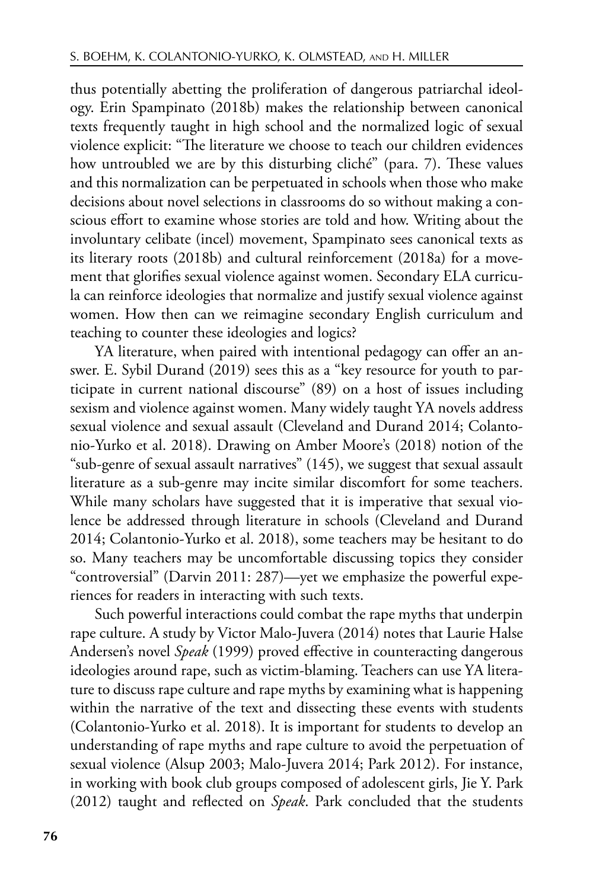thus potentially abetting the proliferation of dangerous patriarchal ideology. Erin Spampinato (2018b) makes the relationship between canonical texts frequently taught in high school and the normalized logic of sexual violence explicit: "The literature we choose to teach our children evidences how untroubled we are by this disturbing cliché" (para. 7). These values and this normalization can be perpetuated in schools when those who make decisions about novel selections in classrooms do so without making a conscious effort to examine whose stories are told and how. Writing about the involuntary celibate (incel) movement, Spampinato sees canonical texts as its literary roots (2018b) and cultural reinforcement (2018a) for a movement that glorifies sexual violence against women. Secondary ELA curricula can reinforce ideologies that normalize and justify sexual violence against women. How then can we reimagine secondary English curriculum and teaching to counter these ideologies and logics?

YA literature, when paired with intentional pedagogy can offer an answer. E. Sybil Durand (2019) sees this as a "key resource for youth to participate in current national discourse" (89) on a host of issues including sexism and violence against women. Many widely taught YA novels address sexual violence and sexual assault (Cleveland and Durand 2014; Colantonio-Yurko et al. 2018). Drawing on Amber Moore's (2018) notion of the "sub-genre of sexual assault narratives" (145), we suggest that sexual assault literature as a sub-genre may incite similar discomfort for some teachers. While many scholars have suggested that it is imperative that sexual violence be addressed through literature in schools (Cleveland and Durand 2014; Colantonio-Yurko et al. 2018), some teachers may be hesitant to do so. Many teachers may be uncomfortable discussing topics they consider "controversial" (Darvin 2011: 287)—yet we emphasize the powerful experiences for readers in interacting with such texts.

Such powerful interactions could combat the rape myths that underpin rape culture. A study by Victor Malo-Juvera (2014) notes that Laurie Halse Andersen's novel *Speak* (1999) proved effective in counteracting dangerous ideologies around rape, such as victim-blaming. Teachers can use YA literature to discuss rape culture and rape myths by examining what is happening within the narrative of the text and dissecting these events with students (Colantonio-Yurko et al. 2018). It is important for students to develop an understanding of rape myths and rape culture to avoid the perpetuation of sexual violence (Alsup 2003; Malo-Juvera 2014; Park 2012). For instance, in working with book club groups composed of adolescent girls, Jie Y. Park (2012) taught and reflected on *Speak*. Park concluded that the students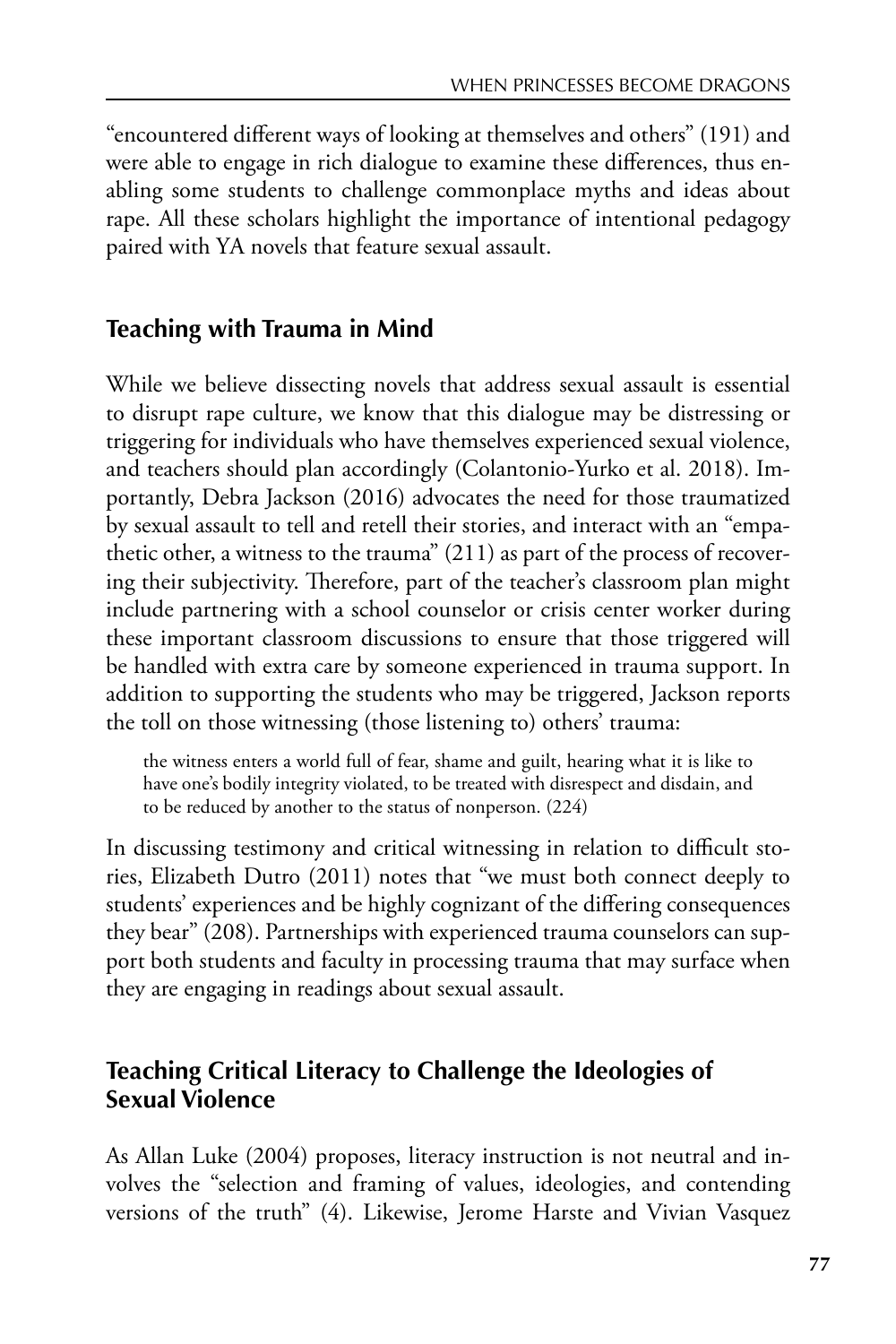"encountered different ways of looking at themselves and others" (191) and were able to engage in rich dialogue to examine these differences, thus enabling some students to challenge commonplace myths and ideas about rape. All these scholars highlight the importance of intentional pedagogy paired with YA novels that feature sexual assault.

## Teaching with Trauma in Mind

While we believe dissecting novels that address sexual assault is essential to disrupt rape culture, we know that this dialogue may be distressing or triggering for individuals who have themselves experienced sexual violence, and teachers should plan accordingly (Colantonio-Yurko et al. 2018). Importantly, Debra Jackson (2016) advocates the need for those traumatized by sexual assault to tell and retell their stories, and interact with an "empathetic other, a witness to the trauma" (211) as part of the process of recovering their subjectivity. Therefore, part of the teacher's classroom plan might include partnering with a school counselor or crisis center worker during these important classroom discussions to ensure that those triggered will be handled with extra care by someone experienced in trauma support. In addition to supporting the students who may be triggered, Jackson reports the toll on those witnessing (those listening to) others' trauma:

> the witness enters a world full of fear, shame and guilt, hearing what it is like to have one's bodily integrity violated, to be treated with disrespect and disdain, and to be reduced by another to the status of nonperson. (224)

In discussing testimony and critical witnessing in relation to difficult stories, Elizabeth Dutro (2011) notes that "we must both connect deeply to students' experiences and be highly cognizant of the differing consequences they bear" (208). Partnerships with experienced trauma counselors can support both students and faculty in processing trauma that may surface when they are engaging in readings about sexual assault.

## Teaching Critical Literacy to Challenge the Ideologies of Sexual Violence

As Allan Luke (2004) proposes, literacy instruction is not neutral and involves the "selection and framing of values, ideologies, and contending versions of the truth" (4). Likewise, Jerome Harste and Vivian Vasquez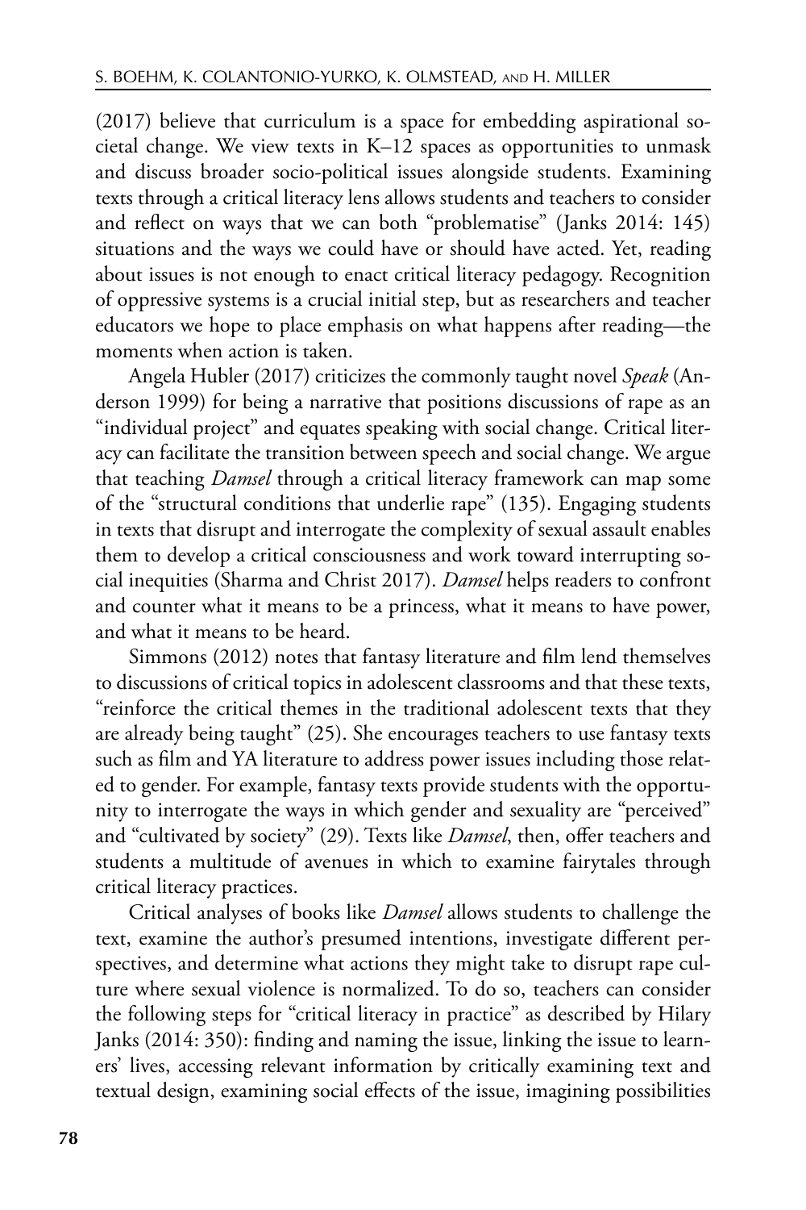(2017) believe that curriculum is a space for embedding aspirational societal change. We view texts in K–12 spaces as opportunities to unmask and discuss broader socio-political issues alongside students. Examining texts through a critical literacy lens allows students and teachers to consider and reflect on ways that we can both "problematise" (Janks 2014: 145) situations and the ways we could have or should have acted. Yet, reading about issues is not enough to enact critical literacy pedagogy. Recognition of oppressive systems is a crucial initial step, but as researchers and teacher educators we hope to place emphasis on what happens after reading—the moments when action is taken.

Angela Hubler (2017) criticizes the commonly taught novel *Speak* (Anderson 1999) for being a narrative that positions discussions of rape as an "individual project" and equates speaking with social change. Critical literacy can facilitate the transition between speech and social change. We argue that teaching *Damsel* through a critical literacy framework can map some of the "structural conditions that underlie rape" (135). Engaging students in texts that disrupt and interrogate the complexity of sexual assault enables them to develop a critical consciousness and work toward interrupting social inequities (Sharma and Christ 2017). *Damsel* helps readers to confront and counter what it means to be a princess, what it means to have power, and what it means to be heard.

Simmons (2012) notes that fantasy literature and film lend themselves to discussions of critical topics in adolescent classrooms and that these texts, "reinforce the critical themes in the traditional adolescent texts that they are already being taught" (25). She encourages teachers to use fantasy texts such as film and YA literature to address power issues including those related to gender. For example, fantasy texts provide students with the opportunity to interrogate the ways in which gender and sexuality are "perceived" and "cultivated by society" (29). Texts like *Damsel*, then, offer teachers and students a multitude of avenues in which to examine fairytales through critical literacy practices.

Critical analyses of books like *Damsel* allows students to challenge the text, examine the author's presumed intentions, investigate different perspectives, and determine what actions they might take to disrupt rape culture where sexual violence is normalized. To do so, teachers can consider the following steps for "critical literacy in practice" as described by Hilary Janks (2014: 350): finding and naming the issue, linking the issue to learners' lives, accessing relevant information by critically examining text and textual design, examining social effects of the issue, imagining possibilities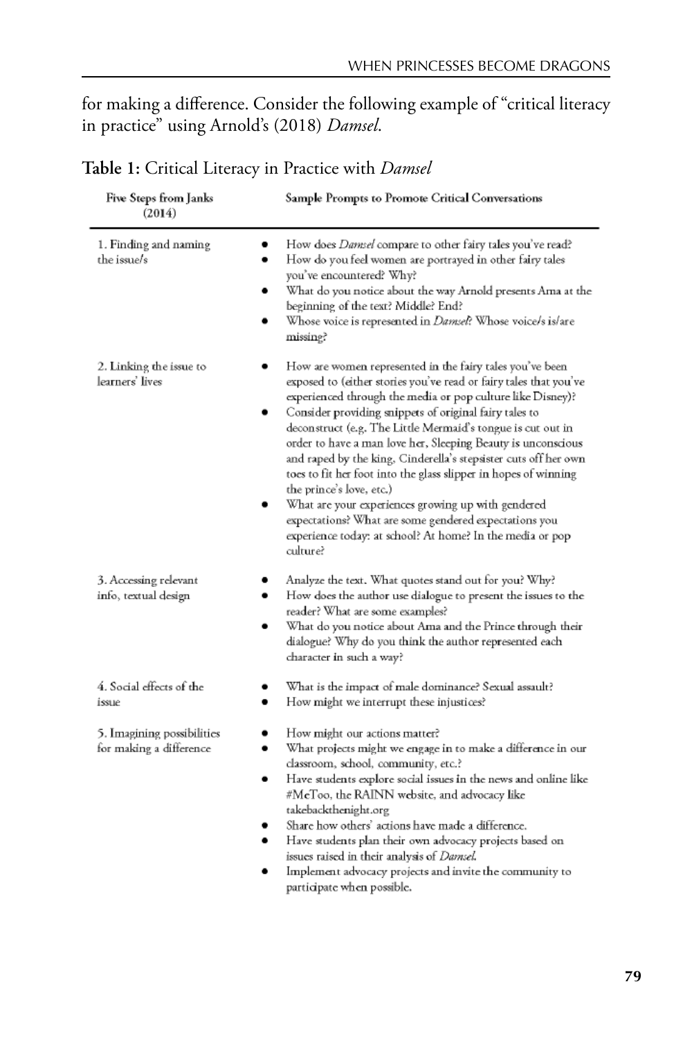for making a difference. Consider the following example of "critical literacy in practice" using Arnold's (2018) *Damsel*.

**Table 1:** Critical Literacy in Practice with *Damsel*

| Five Steps from Janks (2014) | Sample Prompts to Promote Critical Conversations |
|---|---|
| 1. Finding and naming the issue/s | • How does *Damsel* compare to other fairy tales you've read?<br>• How do you feel women are portrayed in other fairy tales you've encountered? Why?<br>• What do you notice about the way Arnold presents Ama at the beginning of the text? Middle? End?<br>• Whose voice is represented in *Damsel*? Whose voice/s is/are missing? |
| 2. Linking the issue to learners' lives | • How are women represented in the fairy tales you've been exposed to (either stories you've read or fairy tales that you've experienced through the media or pop culture like Disney)?<br>• Consider providing snippets of original fairy tales to deconstruct (e.g. The Little Mermaid's tongue is cut out in order to have a man love her, Sleeping Beauty is unconscious and raped by the king, Cinderella's stepsister cuts off her own toes to fit her foot into the glass slipper in hopes of winning the prince's love, etc.)<br>• What are your experiences growing up with gendered expectations? What are some gendered expectations you experience today: at school? At home? In the media or pop culture? |
| 3. Accessing relevant info, textual design | • Analyze the text. What quotes stand out for you? Why?<br>• How does the author use dialogue to present the issues to the reader? What are some examples?<br>• What do you notice about Ama and the Prince through their dialogue? Why do you think the author represented each character in such a way? |
| 4. Social effects of the issue | • What is the impact of male dominance? Sexual assault?<br>• How might we interrupt these injustices? |
| 5. Imagining possibilities for making a difference | • How might our actions matter?<br>• What projects might we engage in to make a difference in our classroom, school, community, etc.?<br>• Have students explore social issues in the news and online like #MeToo, the RAINN website, and advocacy like takebackthenight.org<br>• Share how others' actions have made a difference.<br>• Have students plan their own advocacy projects based on issues raised in their analysis of *Damsel*.<br>• Implement advocacy projects and invite the community to participate when possible. |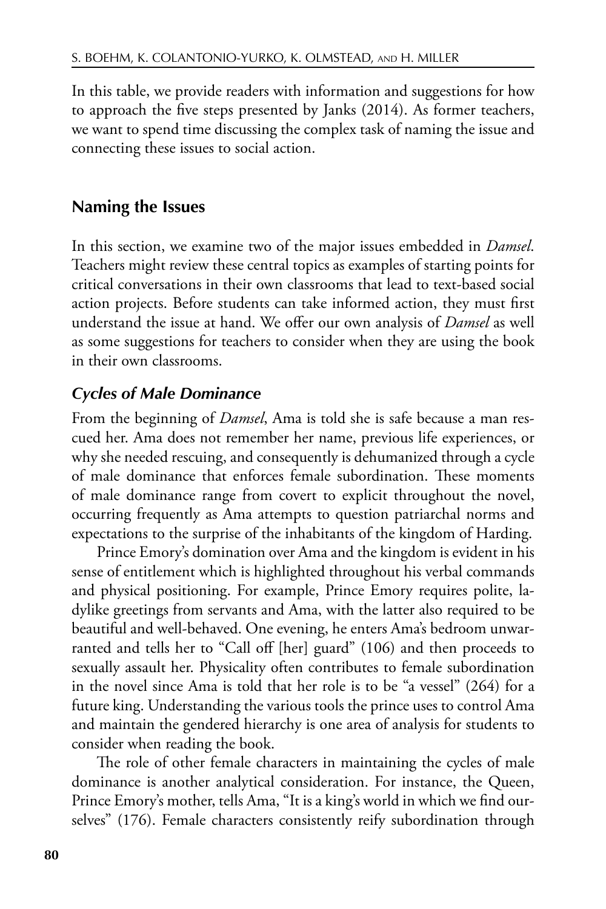In this table, we provide readers with information and suggestions for how to approach the five steps presented by Janks (2014). As former teachers, we want to spend time discussing the complex task of naming the issue and connecting these issues to social action.

## Naming the Issues

In this section, we examine two of the major issues embedded in *Damsel*. Teachers might review these central topics as examples of starting points for critical conversations in their own classrooms that lead to text-based social action projects. Before students can take informed action, they must first understand the issue at hand. We offer our own analysis of *Damsel* as well as some suggestions for teachers to consider when they are using the book in their own classrooms.

### *Cycles of Male Dominance*

From the beginning of *Damsel*, Ama is told she is safe because a man rescued her. Ama does not remember her name, previous life experiences, or why she needed rescuing, and consequently is dehumanized through a cycle of male dominance that enforces female subordination. These moments of male dominance range from covert to explicit throughout the novel, occurring frequently as Ama attempts to question patriarchal norms and expectations to the surprise of the inhabitants of the kingdom of Harding.

Prince Emory's domination over Ama and the kingdom is evident in his sense of entitlement which is highlighted throughout his verbal commands and physical positioning. For example, Prince Emory requires polite, ladylike greetings from servants and Ama, with the latter also required to be beautiful and well-behaved. One evening, he enters Ama's bedroom unwarranted and tells her to "Call off [her] guard" (106) and then proceeds to sexually assault her. Physicality often contributes to female subordination in the novel since Ama is told that her role is to be "a vessel" (264) for a future king. Understanding the various tools the prince uses to control Ama and maintain the gendered hierarchy is one area of analysis for students to consider when reading the book.

The role of other female characters in maintaining the cycles of male dominance is another analytical consideration. For instance, the Queen, Prince Emory's mother, tells Ama, "It is a king's world in which we find ourselves" (176). Female characters consistently reify subordination through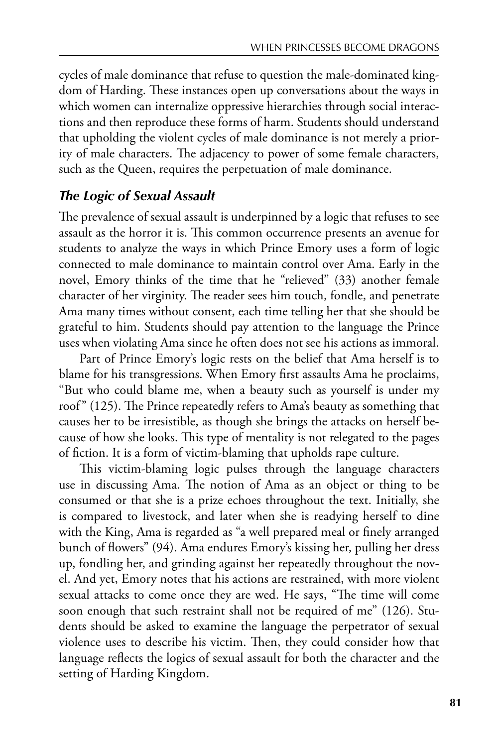cycles of male dominance that refuse to question the male-dominated kingdom of Harding. These instances open up conversations about the ways in which women can internalize oppressive hierarchies through social interactions and then reproduce these forms of harm. Students should understand that upholding the violent cycles of male dominance is not merely a priority of male characters. The adjacency to power of some female characters, such as the Queen, requires the perpetuation of male dominance.

### *The Logic of Sexual Assault*

The prevalence of sexual assault is underpinned by a logic that refuses to see assault as the horror it is. This common occurrence presents an avenue for students to analyze the ways in which Prince Emory uses a form of logic connected to male dominance to maintain control over Ama. Early in the novel, Emory thinks of the time that he "relieved" (33) another female character of her virginity. The reader sees him touch, fondle, and penetrate Ama many times without consent, each time telling her that she should be grateful to him. Students should pay attention to the language the Prince uses when violating Ama since he often does not see his actions as immoral.

Part of Prince Emory's logic rests on the belief that Ama herself is to blame for his transgressions. When Emory first assaults Ama he proclaims, "But who could blame me, when a beauty such as yourself is under my roof" (125). The Prince repeatedly refers to Ama's beauty as something that causes her to be irresistible, as though she brings the attacks on herself because of how she looks. This type of mentality is not relegated to the pages of fiction. It is a form of victim-blaming that upholds rape culture.

This victim-blaming logic pulses through the language characters use in discussing Ama. The notion of Ama as an object or thing to be consumed or that she is a prize echoes throughout the text. Initially, she is compared to livestock, and later when she is readying herself to dine with the King, Ama is regarded as "a well prepared meal or finely arranged bunch of flowers" (94). Ama endures Emory's kissing her, pulling her dress up, fondling her, and grinding against her repeatedly throughout the novel. And yet, Emory notes that his actions are restrained, with more violent sexual attacks to come once they are wed. He says, "The time will come soon enough that such restraint shall not be required of me" (126). Students should be asked to examine the language the perpetrator of sexual violence uses to describe his victim. Then, they could consider how that language reflects the logics of sexual assault for both the character and the setting of Harding Kingdom.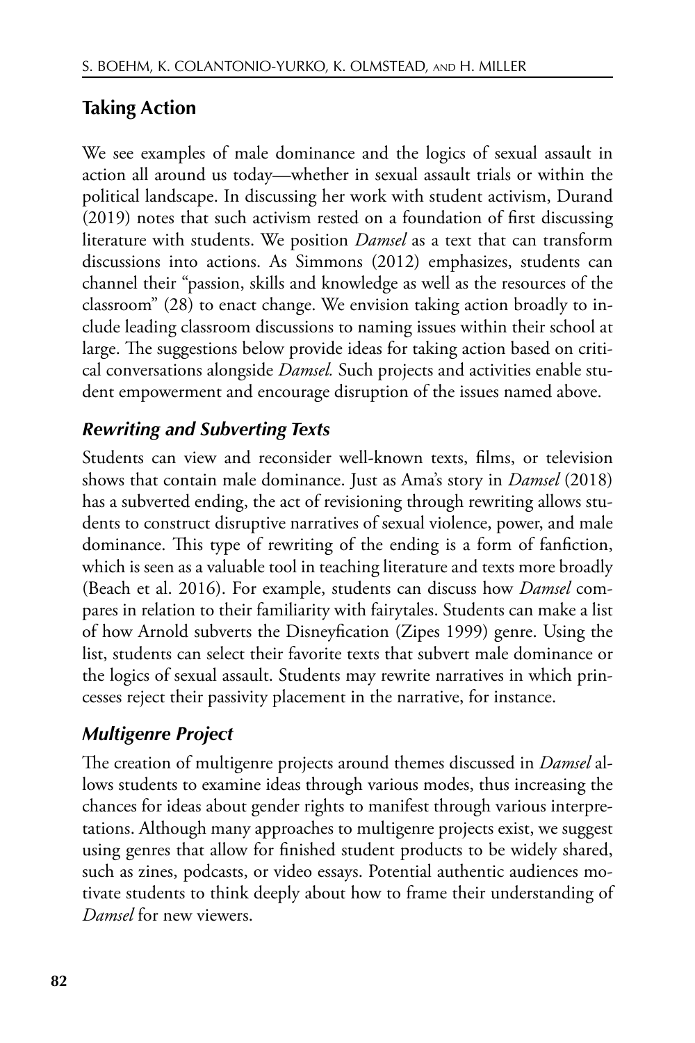## Taking Action

We see examples of male dominance and the logics of sexual assault in action all around us today—whether in sexual assault trials or within the political landscape. In discussing her work with student activism, Durand (2019) notes that such activism rested on a foundation of first discussing literature with students. We position *Damsel* as a text that can transform discussions into actions. As Simmons (2012) emphasizes, students can channel their "passion, skills and knowledge as well as the resources of the classroom" (28) to enact change. We envision taking action broadly to include leading classroom discussions to naming issues within their school at large. The suggestions below provide ideas for taking action based on critical conversations alongside *Damsel.* Such projects and activities enable student empowerment and encourage disruption of the issues named above.

### *Rewriting and Subverting Texts*

Students can view and reconsider well-known texts, films, or television shows that contain male dominance. Just as Ama's story in *Damsel* (2018) has a subverted ending, the act of revisioning through rewriting allows students to construct disruptive narratives of sexual violence, power, and male dominance. This type of rewriting of the ending is a form of fanfiction, which is seen as a valuable tool in teaching literature and texts more broadly (Beach et al. 2016). For example, students can discuss how *Damsel* compares in relation to their familiarity with fairytales. Students can make a list of how Arnold subverts the Disneyfication (Zipes 1999) genre. Using the list, students can select their favorite texts that subvert male dominance or the logics of sexual assault. Students may rewrite narratives in which princesses reject their passivity placement in the narrative, for instance.

### *Multigenre Project*

The creation of multigenre projects around themes discussed in *Damsel* allows students to examine ideas through various modes, thus increasing the chances for ideas about gender rights to manifest through various interpretations. Although many approaches to multigenre projects exist, we suggest using genres that allow for finished student products to be widely shared, such as zines, podcasts, or video essays. Potential authentic audiences motivate students to think deeply about how to frame their understanding of *Damsel* for new viewers.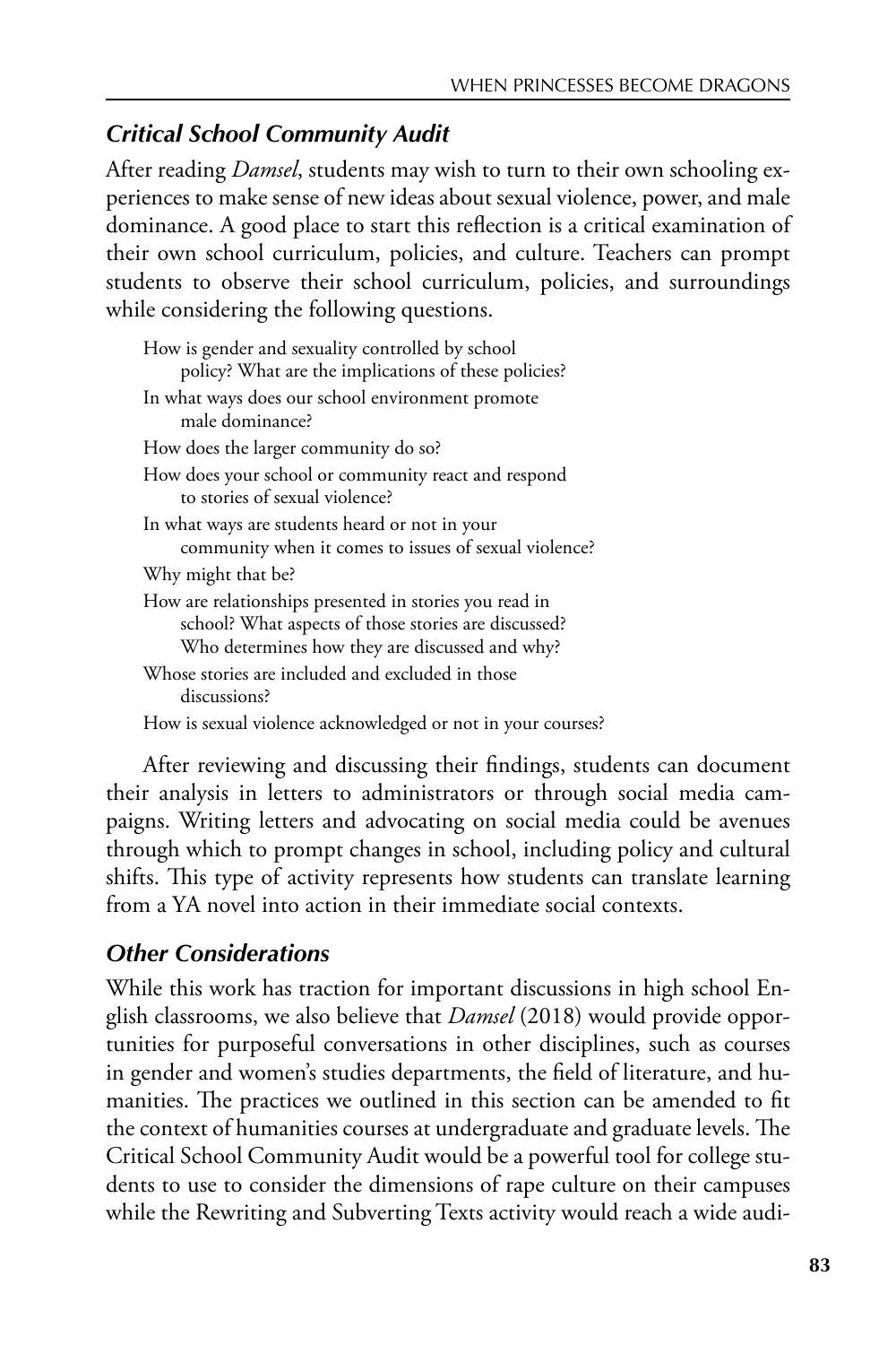### *Critical School Community Audit*

After reading *Damsel*, students may wish to turn to their own schooling experiences to make sense of new ideas about sexual violence, power, and male dominance. A good place to start this reflection is a critical examination of their own school curriculum, policies, and culture. Teachers can prompt students to observe their school curriculum, policies, and surroundings while considering the following questions.

> How is gender and sexuality controlled by school policy? What are the implications of these policies?
>
> In what ways does our school environment promote male dominance?
>
> How does the larger community do so?
>
> How does your school or community react and respond to stories of sexual violence?
>
> In what ways are students heard or not in your community when it comes to issues of sexual violence?
>
> Why might that be?
>
> How are relationships presented in stories you read in school? What aspects of those stories are discussed? Who determines how they are discussed and why?
>
> Whose stories are included and excluded in those discussions?
>
> How is sexual violence acknowledged or not in your courses?

After reviewing and discussing their findings, students can document their analysis in letters to administrators or through social media campaigns. Writing letters and advocating on social media could be avenues through which to prompt changes in school, including policy and cultural shifts. This type of activity represents how students can translate learning from a YA novel into action in their immediate social contexts.

### *Other Considerations*

While this work has traction for important discussions in high school English classrooms, we also believe that *Damsel* (2018) would provide opportunities for purposeful conversations in other disciplines, such as courses in gender and women's studies departments, the field of literature, and humanities. The practices we outlined in this section can be amended to fit the context of humanities courses at undergraduate and graduate levels. The Critical School Community Audit would be a powerful tool for college students to use to consider the dimensions of rape culture on their campuses while the Rewriting and Subverting Texts activity would reach a wide audi-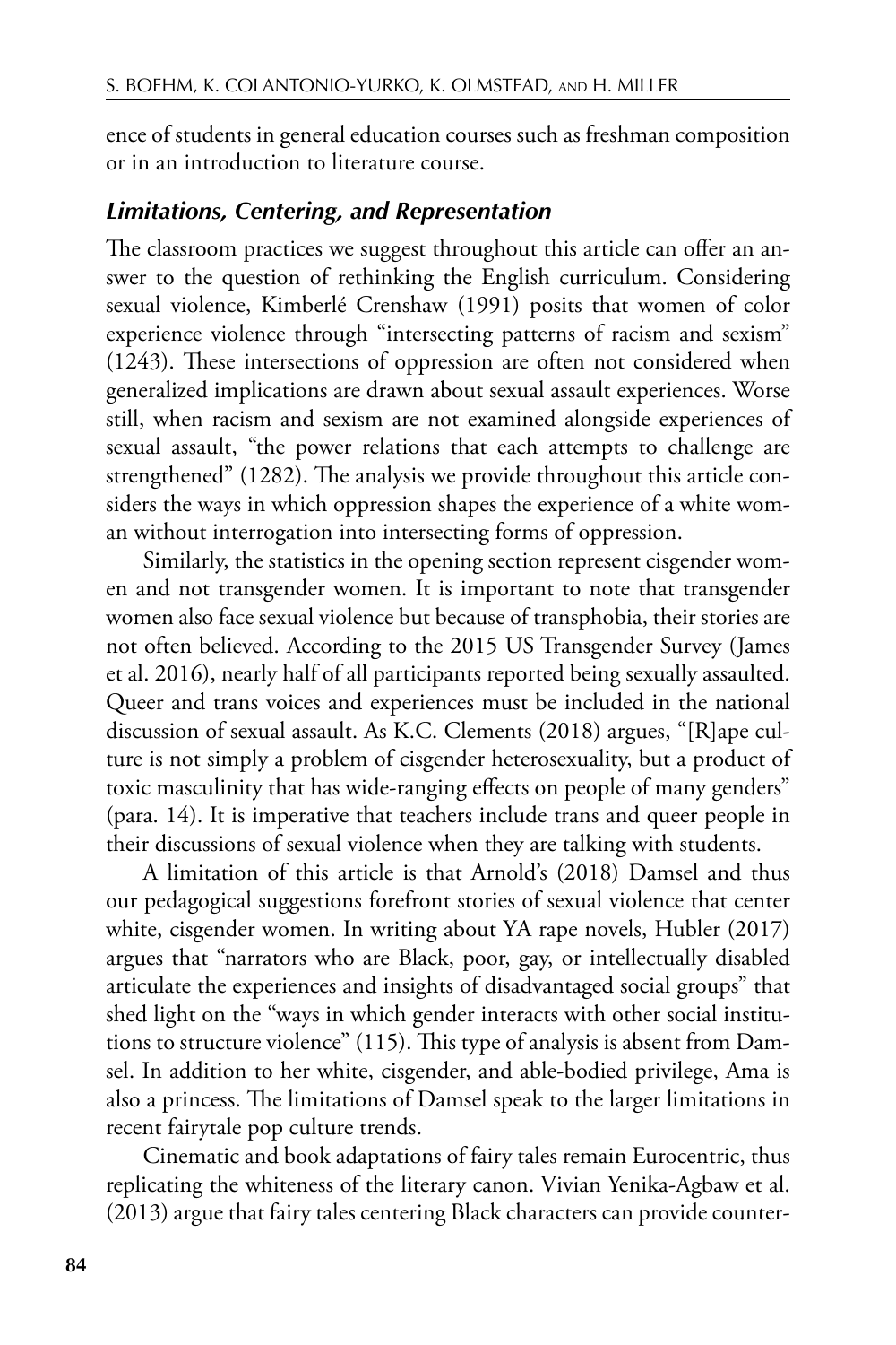ence of students in general education courses such as freshman composition or in an introduction to literature course.

### *Limitations, Centering, and Representation*

The classroom practices we suggest throughout this article can offer an answer to the question of rethinking the English curriculum. Considering sexual violence, Kimberlé Crenshaw (1991) posits that women of color experience violence through "intersecting patterns of racism and sexism" (1243). These intersections of oppression are often not considered when generalized implications are drawn about sexual assault experiences. Worse still, when racism and sexism are not examined alongside experiences of sexual assault, "the power relations that each attempts to challenge are strengthened" (1282). The analysis we provide throughout this article considers the ways in which oppression shapes the experience of a white woman without interrogation into intersecting forms of oppression.

Similarly, the statistics in the opening section represent cisgender women and not transgender women. It is important to note that transgender women also face sexual violence but because of transphobia, their stories are not often believed. According to the 2015 US Transgender Survey (James et al. 2016), nearly half of all participants reported being sexually assaulted. Queer and trans voices and experiences must be included in the national discussion of sexual assault. As K.C. Clements (2018) argues, "[R]ape culture is not simply a problem of cisgender heterosexuality, but a product of toxic masculinity that has wide-ranging effects on people of many genders" (para. 14). It is imperative that teachers include trans and queer people in their discussions of sexual violence when they are talking with students.

A limitation of this article is that Arnold's (2018) Damsel and thus our pedagogical suggestions forefront stories of sexual violence that center white, cisgender women. In writing about YA rape novels, Hubler (2017) argues that "narrators who are Black, poor, gay, or intellectually disabled articulate the experiences and insights of disadvantaged social groups" that shed light on the "ways in which gender interacts with other social institutions to structure violence" (115). This type of analysis is absent from Damsel. In addition to her white, cisgender, and able-bodied privilege, Ama is also a princess. The limitations of Damsel speak to the larger limitations in recent fairytale pop culture trends.

Cinematic and book adaptations of fairy tales remain Eurocentric, thus replicating the whiteness of the literary canon. Vivian Yenika-Agbaw et al. (2013) argue that fairy tales centering Black characters can provide counter-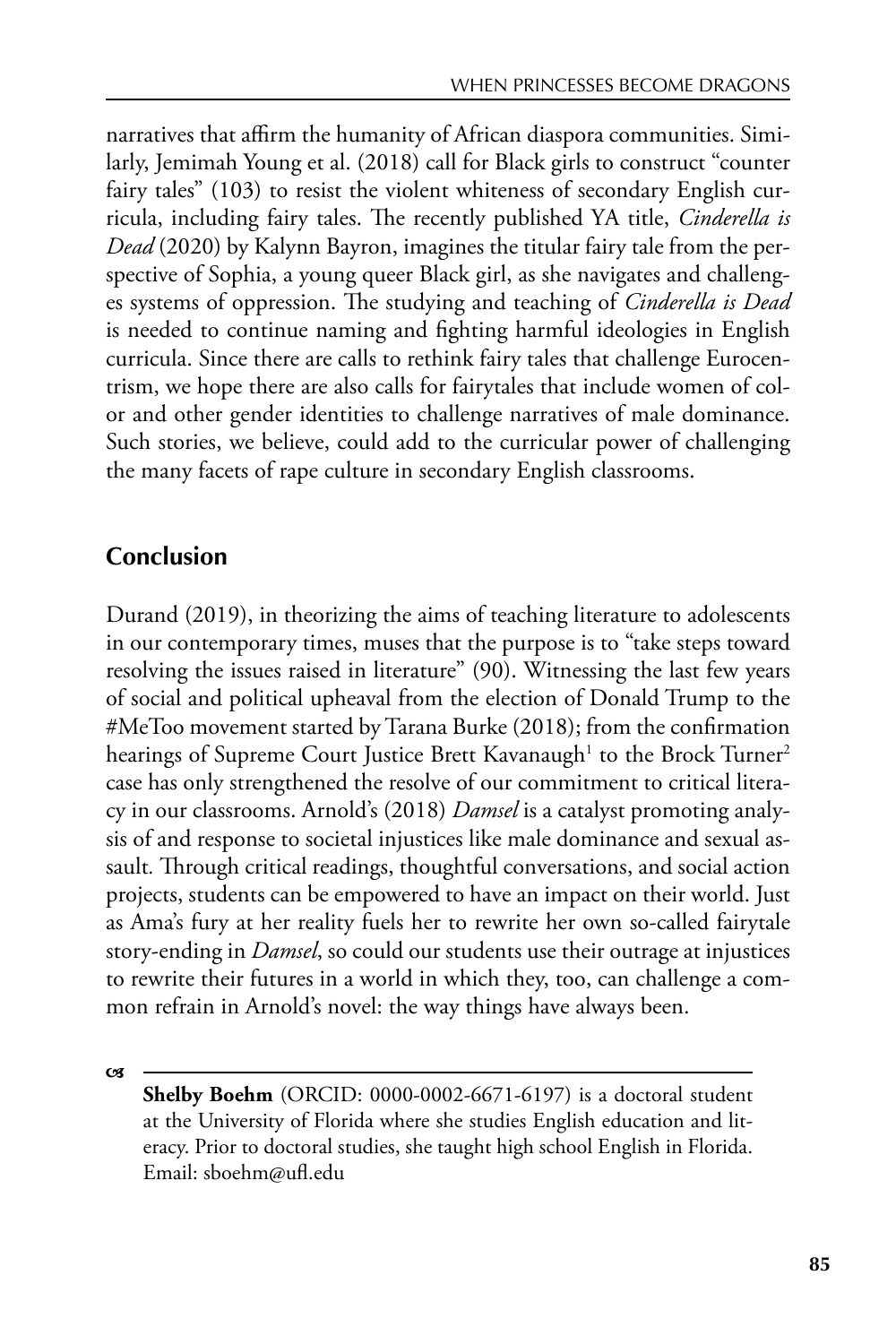narratives that affirm the humanity of African diaspora communities. Similarly, Jemimah Young et al. (2018) call for Black girls to construct "counter fairy tales" (103) to resist the violent whiteness of secondary English curricula, including fairy tales. The recently published YA title, *Cinderella is Dead* (2020) by Kalynn Bayron, imagines the titular fairy tale from the perspective of Sophia, a young queer Black girl, as she navigates and challenges systems of oppression. The studying and teaching of *Cinderella is Dead* is needed to continue naming and fighting harmful ideologies in English curricula. Since there are calls to rethink fairy tales that challenge Eurocentrism, we hope there are also calls for fairytales that include women of color and other gender identities to challenge narratives of male dominance. Such stories, we believe, could add to the curricular power of challenging the many facets of rape culture in secondary English classrooms.

## Conclusion

Durand (2019), in theorizing the aims of teaching literature to adolescents in our contemporary times, muses that the purpose is to "take steps toward resolving the issues raised in literature" (90). Witnessing the last few years of social and political upheaval from the election of Donald Trump to the #MeToo movement started by Tarana Burke (2018); from the confirmation hearings of Supreme Court Justice Brett Kavanaugh[1] to the Brock Turner[2] case has only strengthened the resolve of our commitment to critical literacy in our classrooms. Arnold's (2018) *Damsel* is a catalyst promoting analysis of and response to societal injustices like male dominance and sexual assault. Through critical readings, thoughtful conversations, and social action projects, students can be empowered to have an impact on their world. Just as Ama's fury at her reality fuels her to rewrite her own so-called fairytale story-ending in *Damsel*, so could our students use their outrage at injustices to rewrite their futures in a world in which they, too, can challenge a common refrain in Arnold's novel: the way things have always been.

---

**Shelby Boehm** (ORCID: 0000-0002-6671-6197) is a doctoral student at the University of Florida where she studies English education and literacy. Prior to doctoral studies, she taught high school English in Florida. Email: sboehm@ufl.edu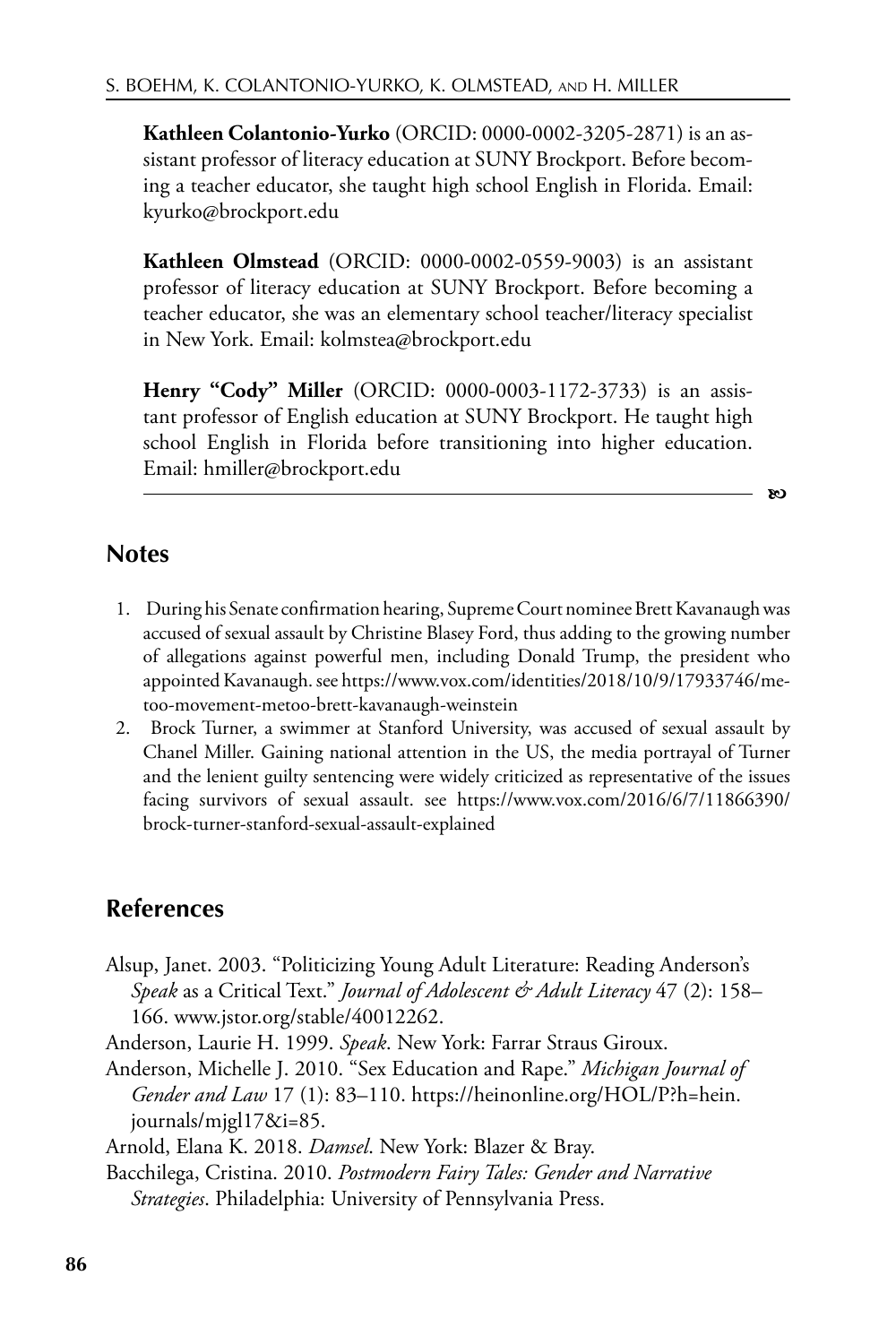**Kathleen Colantonio-Yurko** (ORCID: 0000-0002-3205-2871) is an assistant professor of literacy education at SUNY Brockport. Before becoming a teacher educator, she taught high school English in Florida. Email: kyurko@brockport.edu

**Kathleen Olmstead** (ORCID: 0000-0002-0559-9003) is an assistant professor of literacy education at SUNY Brockport. Before becoming a teacher educator, she was an elementary school teacher/literacy specialist in New York. Email: kolmstea@brockport.edu

**Henry "Cody" Miller** (ORCID: 0000-0003-1172-3733) is an assistant professor of English education at SUNY Brockport. He taught high school English in Florida before transitioning into higher education. Email: hmiller@brockport.edu

## Notes

1. During his Senate confirmation hearing, Supreme Court nominee Brett Kavanaugh was accused of sexual assault by Christine Blasey Ford, thus adding to the growing number of allegations against powerful men, including Donald Trump, the president who appointed Kavanaugh. see https://www.vox.com/identities/2018/10/9/17933746/me-too-movement-metoo-brett-kavanaugh-weinstein
2. Brock Turner, a swimmer at Stanford University, was accused of sexual assault by Chanel Miller. Gaining national attention in the US, the media portrayal of Turner and the lenient guilty sentencing were widely criticized as representative of the issues facing survivors of sexual assault. see https://www.vox.com/2016/6/7/11866390/brock-turner-stanford-sexual-assault-explained

## References

Alsup, Janet. 2003. "Politicizing Young Adult Literature: Reading Anderson's *Speak* as a Critical Text." *Journal of Adolescent & Adult Literacy* 47 (2): 158–166. www.jstor.org/stable/40012262.

Anderson, Laurie H. 1999. *Speak*. New York: Farrar Straus Giroux.

Anderson, Michelle J. 2010. "Sex Education and Rape." *Michigan Journal of Gender and Law* 17 (1): 83–110. https://heinonline.org/HOL/P?h=hein.journals/mjgl17&i=85.

Arnold, Elana K. 2018. *Damsel*. New York: Blazer & Bray.

Bacchilega, Cristina. 2010. *Postmodern Fairy Tales: Gender and Narrative Strategies*. Philadelphia: University of Pennsylvania Press.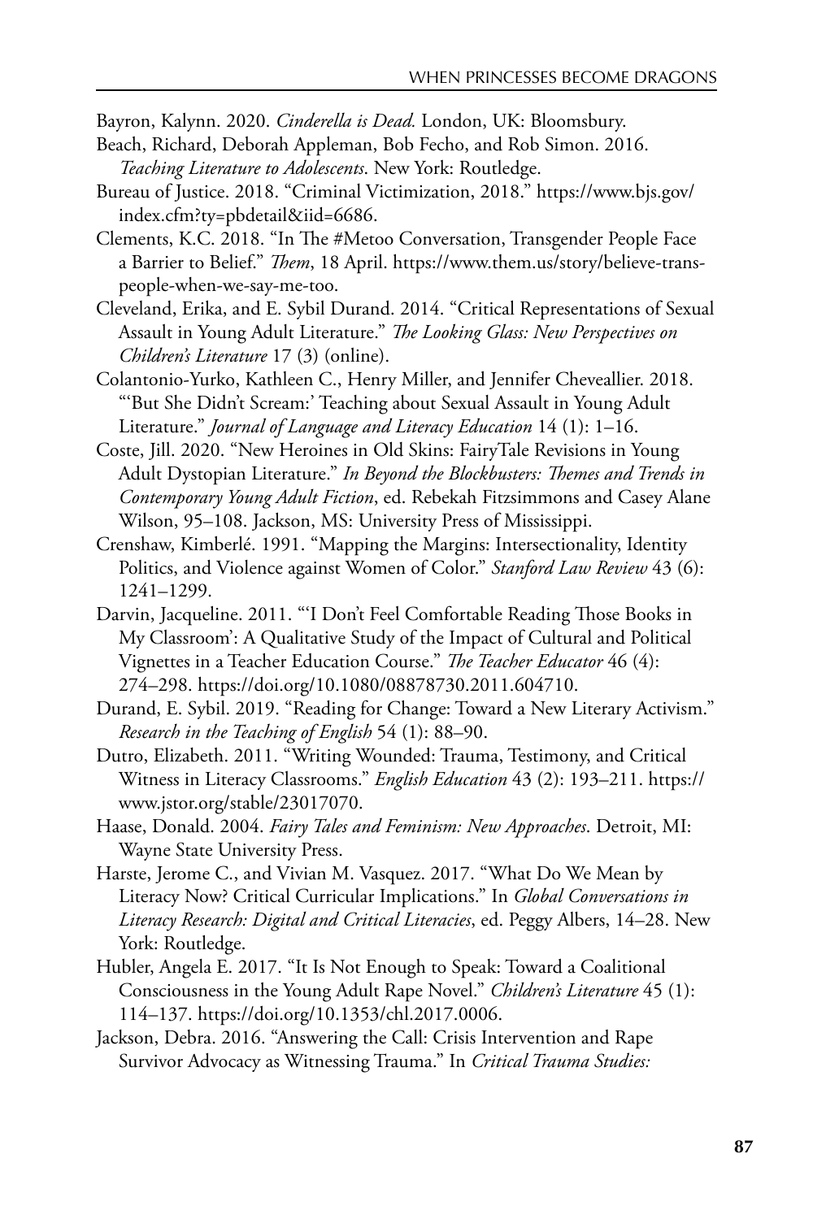Bayron, Kalynn. 2020. *Cinderella is Dead.* London, UK: Bloomsbury.

Beach, Richard, Deborah Appleman, Bob Fecho, and Rob Simon. 2016. *Teaching Literature to Adolescents*. New York: Routledge.

Bureau of Justice. 2018. "Criminal Victimization, 2018." https://www.bjs.gov/index.cfm?ty=pbdetail&iid=6686.

Clements, K.C. 2018. "In The #Metoo Conversation, Transgender People Face a Barrier to Belief." *Them*, 18 April. https://www.them.us/story/believe-trans-people-when-we-say-me-too.

Cleveland, Erika, and E. Sybil Durand. 2014. "Critical Representations of Sexual Assault in Young Adult Literature." *The Looking Glass: New Perspectives on Children's Literature* 17 (3) (online).

Colantonio-Yurko, Kathleen C., Henry Miller, and Jennifer Cheveallier. 2018. "'But She Didn't Scream:' Teaching about Sexual Assault in Young Adult Literature." *Journal of Language and Literacy Education* 14 (1): 1–16.

Coste, Jill. 2020. "New Heroines in Old Skins: FairyTale Revisions in Young Adult Dystopian Literature." *In Beyond the Blockbusters: Themes and Trends in Contemporary Young Adult Fiction*, ed. Rebekah Fitzsimmons and Casey Alane Wilson, 95–108. Jackson, MS: University Press of Mississippi.

Crenshaw, Kimberlé. 1991. "Mapping the Margins: Intersectionality, Identity Politics, and Violence against Women of Color." *Stanford Law Review* 43 (6): 1241–1299.

Darvin, Jacqueline. 2011. "'I Don't Feel Comfortable Reading Those Books in My Classroom': A Qualitative Study of the Impact of Cultural and Political Vignettes in a Teacher Education Course." *The Teacher Educator* 46 (4): 274–298. https://doi.org/10.1080/08878730.2011.604710.

Durand, E. Sybil. 2019. "Reading for Change: Toward a New Literary Activism." *Research in the Teaching of English* 54 (1): 88–90.

Dutro, Elizabeth. 2011. "Writing Wounded: Trauma, Testimony, and Critical Witness in Literacy Classrooms." *English Education* 43 (2): 193–211. https://www.jstor.org/stable/23017070.

Haase, Donald. 2004. *Fairy Tales and Feminism: New Approaches*. Detroit, MI: Wayne State University Press.

Harste, Jerome C., and Vivian M. Vasquez. 2017. "What Do We Mean by Literacy Now? Critical Curricular Implications." In *Global Conversations in Literacy Research: Digital and Critical Literacies*, ed. Peggy Albers, 14–28. New York: Routledge.

Hubler, Angela E. 2017. "It Is Not Enough to Speak: Toward a Coalitional Consciousness in the Young Adult Rape Novel." *Children's Literature* 45 (1): 114–137. https://doi.org/10.1353/chl.2017.0006.

Jackson, Debra. 2016. "Answering the Call: Crisis Intervention and Rape Survivor Advocacy as Witnessing Trauma." In *Critical Trauma Studies:*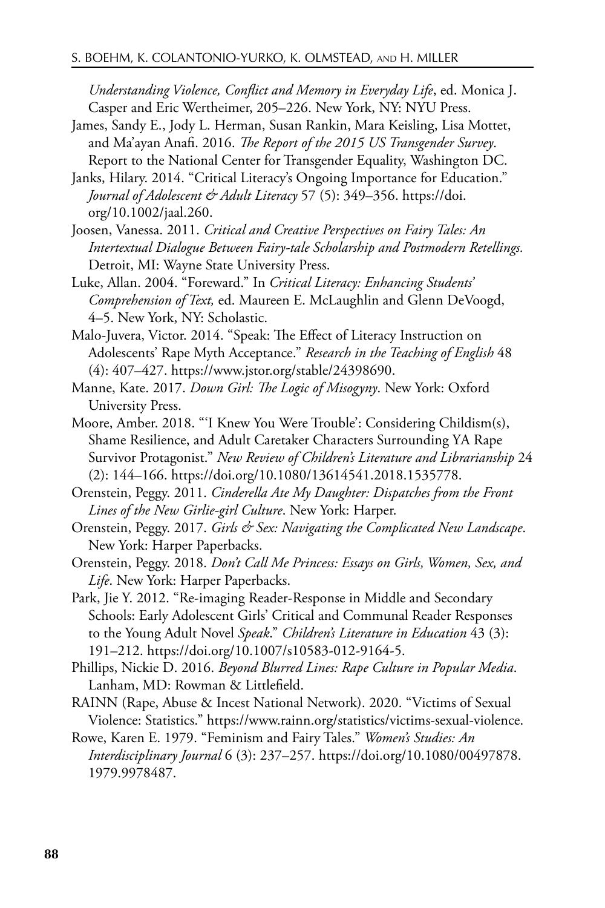*Understanding Violence, Conflict and Memory in Everyday Life*, ed. Monica J. Casper and Eric Wertheimer, 205–226. New York, NY: NYU Press.

James, Sandy E., Jody L. Herman, Susan Rankin, Mara Keisling, Lisa Mottet, and Ma'ayan Anafi. 2016. *The Report of the 2015 US Transgender Survey*. Report to the National Center for Transgender Equality, Washington DC.

Janks, Hilary. 2014. "Critical Literacy's Ongoing Importance for Education." *Journal of Adolescent & Adult Literacy* 57 (5): 349–356. https://doi.org/10.1002/jaal.260.

Joosen, Vanessa. 2011. *Critical and Creative Perspectives on Fairy Tales: An Intertextual Dialogue Between Fairy-tale Scholarship and Postmodern Retellings.* Detroit, MI: Wayne State University Press.

Luke, Allan. 2004. "Foreward." In *Critical Literacy: Enhancing Students' Comprehension of Text,* ed. Maureen E. McLaughlin and Glenn DeVoogd, 4–5. New York, NY: Scholastic.

Malo-Juvera, Victor. 2014. "Speak: The Effect of Literacy Instruction on Adolescents' Rape Myth Acceptance." *Research in the Teaching of English* 48 (4): 407–427. https://www.jstor.org/stable/24398690.

Manne, Kate. 2017. *Down Girl: The Logic of Misogyny*. New York: Oxford University Press.

Moore, Amber. 2018. "'I Knew You Were Trouble': Considering Childism(s), Shame Resilience, and Adult Caretaker Characters Surrounding YA Rape Survivor Protagonist." *New Review of Children's Literature and Librarianship* 24 (2): 144–166. https://doi.org/10.1080/13614541.2018.1535778.

Orenstein, Peggy. 2011. *Cinderella Ate My Daughter: Dispatches from the Front Lines of the New Girlie-girl Culture*. New York: Harper.

Orenstein, Peggy. 2017. *Girls & Sex: Navigating the Complicated New Landscape*. New York: Harper Paperbacks.

Orenstein, Peggy. 2018. *Don't Call Me Princess: Essays on Girls, Women, Sex, and Life*. New York: Harper Paperbacks.

Park, Jie Y. 2012. "Re-imaging Reader-Response in Middle and Secondary Schools: Early Adolescent Girls' Critical and Communal Reader Responses to the Young Adult Novel *Speak*." *Children's Literature in Education* 43 (3): 191–212. https://doi.org/10.1007/s10583-012-9164-5.

Phillips, Nickie D. 2016. *Beyond Blurred Lines: Rape Culture in Popular Media*. Lanham, MD: Rowman & Littlefield.

RAINN (Rape, Abuse & Incest National Network). 2020. "Victims of Sexual Violence: Statistics." https://www.rainn.org/statistics/victims-sexual-violence.

Rowe, Karen E. 1979. "Feminism and Fairy Tales." *Women's Studies: An Interdisciplinary Journal* 6 (3): 237–257. https://doi.org/10.1080/00497878.1979.9978487.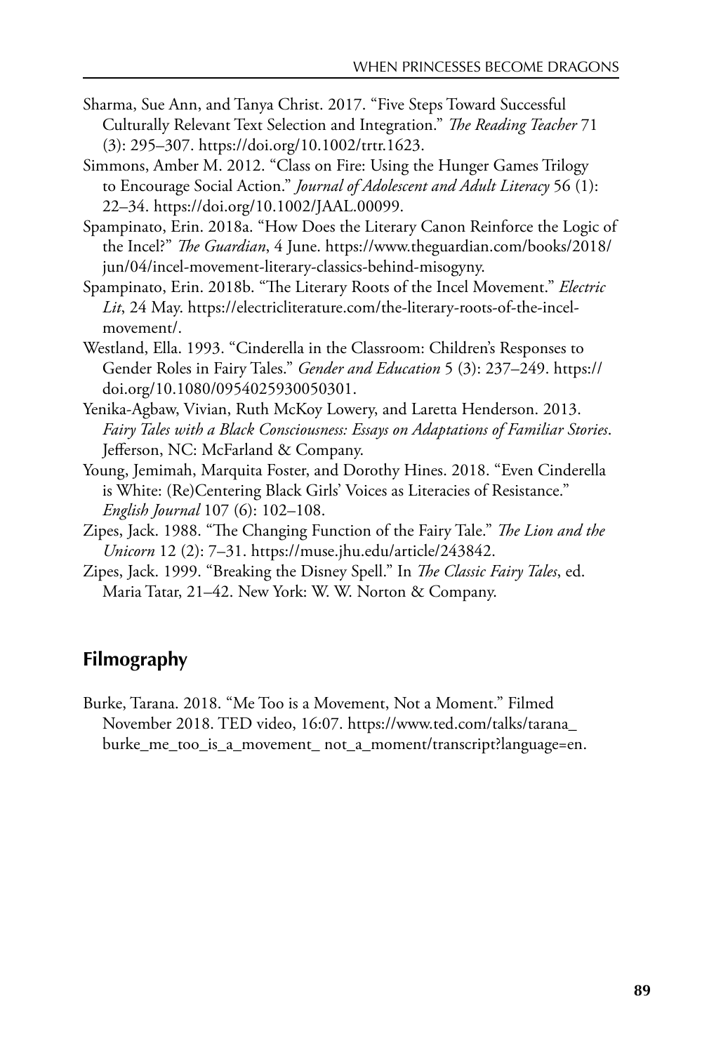Sharma, Sue Ann, and Tanya Christ. 2017. "Five Steps Toward Successful Culturally Relevant Text Selection and Integration." *The Reading Teacher* 71 (3): 295–307. https://doi.org/10.1002/trtr.1623.

Simmons, Amber M. 2012. "Class on Fire: Using the Hunger Games Trilogy to Encourage Social Action." *Journal of Adolescent and Adult Literacy* 56 (1): 22–34. https://doi.org/10.1002/JAAL.00099.

Spampinato, Erin. 2018a. "How Does the Literary Canon Reinforce the Logic of the Incel?" *The Guardian*, 4 June. https://www.theguardian.com/books/2018/jun/04/incel-movement-literary-classics-behind-misogyny.

Spampinato, Erin. 2018b. "The Literary Roots of the Incel Movement." *Electric Lit*, 24 May. https://electricliterature.com/the-literary-roots-of-the-incel-movement/.

Westland, Ella. 1993. "Cinderella in the Classroom: Children's Responses to Gender Roles in Fairy Tales." *Gender and Education* 5 (3): 237–249. https://doi.org/10.1080/0954025930050301.

Yenika-Agbaw, Vivian, Ruth McKoy Lowery, and Laretta Henderson. 2013. *Fairy Tales with a Black Consciousness: Essays on Adaptations of Familiar Stories*. Jefferson, NC: McFarland & Company.

Young, Jemimah, Marquita Foster, and Dorothy Hines. 2018. "Even Cinderella is White: (Re)Centering Black Girls' Voices as Literacies of Resistance." *English Journal* 107 (6): 102–108.

Zipes, Jack. 1988. "The Changing Function of the Fairy Tale." *The Lion and the Unicorn* 12 (2): 7–31. https://muse.jhu.edu/article/243842.

Zipes, Jack. 1999. "Breaking the Disney Spell." In *The Classic Fairy Tales*, ed. Maria Tatar, 21–42. New York: W. W. Norton & Company.

## Filmography

Burke, Tarana. 2018. "Me Too is a Movement, Not a Moment." Filmed November 2018. TED video, 16:07. https://www.ted.com/talks/tarana_burke_me_too_is_a_movement_not_a_moment/transcript?language=en.